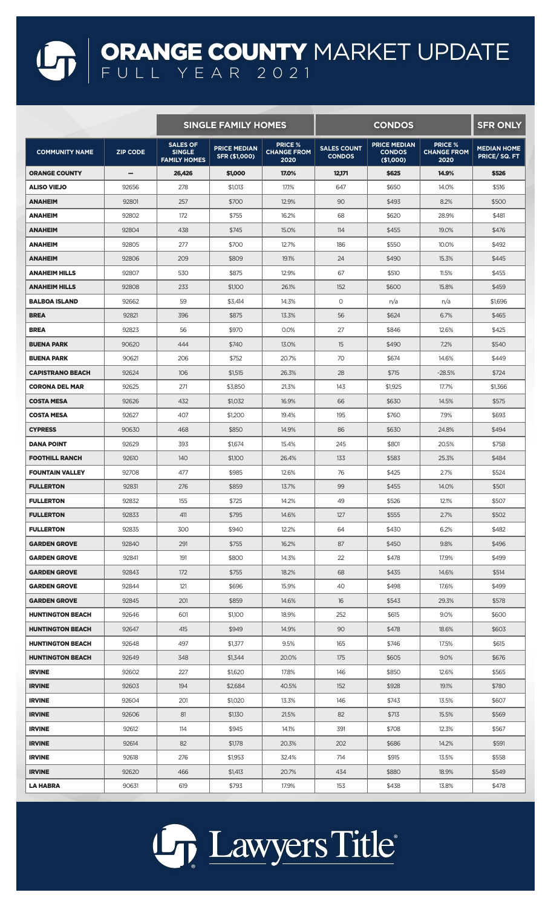# ORANGE COUNTY MARKET UPDATE

## FULL YEAR 2021

| | | SINGLE FAMILY HOMES | | | CONDOS | | | SFR ONLY |
|---|---|---|---|---|---|---|---|---|
| COMMUNITY NAME | ZIP CODE | SALES OF SINGLE FAMILY HOMES | PRICE MEDIAN SFR ($1,000) | PRICE % CHANGE FROM 2020 | SALES COUNT CONDOS | PRICE MEDIAN CONDOS ($1,000) | PRICE % CHANGE FROM 2020 | MEDIAN HOME PRICE/ SQ. FT |
| **ORANGE COUNTY** | – | **26,426** | **$1,000** | **17.0%** | **12,171** | **$625** | **14.9%** | **$526** |
| **ALISO VIEJO** | 92656 | 278 | $1,013 | 17.1% | 647 | $650 | 14.0% | $516 |
| **ANAHEIM** | 92801 | 257 | $700 | 12.9% | 90 | $493 | 8.2% | $500 |
| **ANAHEIM** | 92802 | 172 | $755 | 16.2% | 68 | $620 | 28.9% | $481 |
| **ANAHEIM** | 92804 | 438 | $745 | 15.0% | 114 | $455 | 19.0% | $476 |
| **ANAHEIM** | 92805 | 277 | $700 | 12.7% | 186 | $550 | 10.0% | $492 |
| **ANAHEIM** | 92806 | 209 | $809 | 19.1% | 24 | $490 | 15.3% | $445 |
| **ANAHEIM HILLS** | 92807 | 530 | $875 | 12.9% | 67 | $510 | 11.5% | $455 |
| **ANAHEIM HILLS** | 92808 | 233 | $1,100 | 26.1% | 152 | $600 | 15.8% | $459 |
| **BALBOA ISLAND** | 92662 | 59 | $3,414 | 14.3% | 0 | n/a | n/a | $1,696 |
| **BREA** | 92821 | 396 | $875 | 13.3% | 56 | $624 | 6.7% | $465 |
| **BREA** | 92823 | 56 | $970 | 0.0% | 27 | $846 | 12.6% | $425 |
| **BUENA PARK** | 90620 | 444 | $740 | 13.0% | 15 | $490 | 7.2% | $540 |
| **BUENA PARK** | 90621 | 206 | $752 | 20.7% | 70 | $674 | 14.6% | $449 |
| **CAPISTRANO BEACH** | 92624 | 106 | $1,515 | 26.3% | 28 | $715 | -28.5% | $724 |
| **CORONA DEL MAR** | 92625 | 271 | $3,850 | 21.3% | 143 | $1,925 | 17.7% | $1,366 |
| **COSTA MESA** | 92626 | 432 | $1,032 | 16.9% | 66 | $630 | 14.5% | $575 |
| **COSTA MESA** | 92627 | 407 | $1,200 | 19.4% | 195 | $760 | 7.9% | $693 |
| **CYPRESS** | 90630 | 468 | $850 | 14.9% | 86 | $630 | 24.8% | $494 |
| **DANA POINT** | 92629 | 393 | $1,674 | 15.4% | 245 | $801 | 20.5% | $758 |
| **FOOTHILL RANCH** | 92610 | 140 | $1,100 | 26.4% | 133 | $583 | 25.3% | $484 |
| **FOUNTAIN VALLEY** | 92708 | 477 | $985 | 12.6% | 76 | $425 | 2.7% | $524 |
| **FULLERTON** | 92831 | 276 | $859 | 13.7% | 99 | $455 | 14.0% | $501 |
| **FULLERTON** | 92832 | 155 | $725 | 14.2% | 49 | $526 | 12.1% | $507 |
| **FULLERTON** | 92833 | 411 | $795 | 14.6% | 127 | $555 | 2.7% | $502 |
| **FULLERTON** | 92835 | 300 | $940 | 12.2% | 64 | $430 | 6.2% | $482 |
| **GARDEN GROVE** | 92840 | 291 | $755 | 16.2% | 87 | $450 | 9.8% | $496 |
| **GARDEN GROVE** | 92841 | 191 | $800 | 14.3% | 22 | $478 | 17.9% | $499 |
| **GARDEN GROVE** | 92843 | 172 | $755 | 18.2% | 68 | $435 | 14.6% | $514 |
| **GARDEN GROVE** | 92844 | 121 | $696 | 15.9% | 40 | $498 | 17.6% | $499 |
| **GARDEN GROVE** | 92845 | 201 | $859 | 14.6% | 16 | $543 | 29.3% | $578 |
| **HUNTINGTON BEACH** | 92646 | 601 | $1,100 | 18.9% | 252 | $615 | 9.0% | $600 |
| **HUNTINGTON BEACH** | 92647 | 415 | $949 | 14.9% | 90 | $478 | 18.6% | $603 |
| **HUNTINGTON BEACH** | 92648 | 497 | $1,377 | 9.5% | 165 | $746 | 17.5% | $615 |
| **HUNTINGTON BEACH** | 92649 | 348 | $1,344 | 20.0% | 175 | $605 | 9.0% | $676 |
| **IRVINE** | 92602 | 227 | $1,620 | 17.8% | 146 | $850 | 12.6% | $565 |
| **IRVINE** | 92603 | 194 | $2,684 | 40.5% | 152 | $928 | 19.1% | $780 |
| **IRVINE** | 92604 | 201 | $1,020 | 13.3% | 146 | $743 | 13.5% | $607 |
| **IRVINE** | 92606 | 81 | $1,130 | 21.5% | 82 | $713 | 15.5% | $569 |
| **IRVINE** | 92612 | 114 | $945 | 14.1% | 391 | $708 | 12.3% | $567 |
| **IRVINE** | 92614 | 82 | $1,178 | 20.3% | 202 | $686 | 14.2% | $591 |
| **IRVINE** | 92618 | 276 | $1,953 | 32.4% | 714 | $915 | 13.5% | $558 |
| **IRVINE** | 92620 | 466 | $1,413 | 20.7% | 434 | $880 | 18.9% | $549 |
| **LA HABRA** | 90631 | 619 | $793 | 17.9% | 153 | $438 | 13.8% | $478 |

Lawyers Title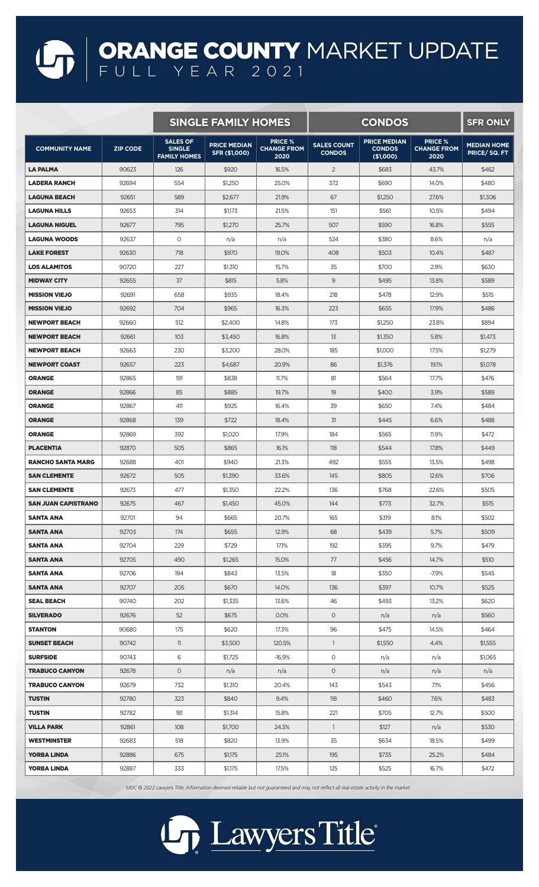# ORANGE COUNTY MARKET UPDATE

FULL YEAR 2021

| | | SINGLE FAMILY HOMES | | | CONDOS | | | SFR ONLY |
|---|---|---|---|---|---|---|---|---|
| COMMUNITY NAME | ZIP CODE | SALES OF SINGLE FAMILY HOMES | PRICE MEDIAN SFR ($1,000) | PRICE % CHANGE FROM 2020 | SALES COUNT CONDOS | PRICE MEDIAN CONDOS ($1,000) | PRICE % CHANGE FROM 2020 | MEDIAN HOME PRICE/ SQ. FT |
| LA PALMA | 90623 | 126 | $920 | 16.5% | 2 | $683 | 43.7% | $462 |
| LADERA RANCH | 92694 | 554 | $1,250 | 25.0% | 372 | $690 | 14.0% | $480 |
| LAGUNA BEACH | 92651 | 589 | $2,677 | 21.9% | 67 | $1,250 | 27.6% | $1,306 |
| LAGUNA HILLS | 92653 | 314 | $1,173 | 21.5% | 151 | $561 | 10.5% | $494 |
| LAGUNA NIGUEL | 92677 | 795 | $1,270 | 25.7% | 507 | $590 | 16.8% | $555 |
| LAGUNA WOODS | 92637 | 0 | n/a | n/a | 524 | $380 | 8.6% | n/a |
| LAKE FOREST | 92630 | 718 | $970 | 19.0% | 408 | $503 | 10.4% | $487 |
| LOS ALAMITOS | 90720 | 227 | $1,310 | 15.7% | 35 | $700 | 2.9% | $630 |
| MIDWAY CITY | 92655 | 37 | $815 | 5.8% | 9 | $495 | 13.8% | $589 |
| MISSION VIEJO | 92691 | 658 | $935 | 18.4% | 218 | $478 | 12.9% | $515 |
| MISSION VIEJO | 92692 | 704 | $965 | 16.3% | 223 | $655 | 17.9% | $486 |
| NEWPORT BEACH | 92660 | 512 | $2,400 | 14.8% | 173 | $1,250 | 23.8% | $894 |
| NEWPORT BEACH | 92661 | 103 | $3,450 | 16.8% | 13 | $1,350 | 5.8% | $1,473 |
| NEWPORT BEACH | 92663 | 230 | $3,200 | 28.0% | 185 | $1,000 | 17.5% | $1,279 |
| NEWPORT COAST | 92657 | 223 | $4,687 | 20.9% | 86 | $1,376 | 19.1% | $1,078 |
| ORANGE | 92865 | 191 | $838 | 11.7% | 81 | $564 | 17.7% | $476 |
| ORANGE | 92866 | 85 | $885 | 19.7% | 19 | $400 | 3.9% | $589 |
| ORANGE | 92867 | 411 | $925 | 16.4% | 39 | $650 | 7.4% | $484 |
| ORANGE | 92868 | 139 | $722 | 18.4% | 31 | $445 | 6.6% | $488 |
| ORANGE | 92869 | 392 | $1,020 | 17.9% | 184 | $565 | 11.9% | $472 |
| PLACENTIA | 92870 | 505 | $865 | 16.1% | 118 | $544 | 17.8% | $449 |
| RANCHO SANTA MARG | 92688 | 401 | $940 | 21.3% | 492 | $555 | 13.5% | $498 |
| SAN CLEMENTE | 92672 | 505 | $1,390 | 33.6% | 145 | $805 | 12.6% | $706 |
| SAN CLEMENTE | 92673 | 477 | $1,350 | 22.2% | 136 | $768 | 22.6% | $505 |
| SAN JUAN CAPISTRANO | 92675 | 467 | $1,450 | 45.0% | 144 | $773 | 32.7% | $515 |
| SANTA ANA | 92701 | 94 | $665 | 20.7% | 165 | $319 | 8.1% | $502 |
| SANTA ANA | 92703 | 174 | $655 | 12.9% | 68 | $439 | 5.7% | $509 |
| SANTA ANA | 92704 | 229 | $729 | 17.1% | 192 | $395 | 9.7% | $479 |
| SANTA ANA | 92705 | 490 | $1,265 | 15.0% | 77 | $456 | 14.7% | $510 |
| SANTA ANA | 92706 | 194 | $843 | 13.5% | 18 | $350 | -7.9% | $545 |
| SANTA ANA | 92707 | 205 | $670 | 14.0% | 136 | $397 | 10.7% | $525 |
| SEAL BEACH | 90740 | 202 | $1,335 | 13.6% | 46 | $493 | 13.2% | $620 |
| SILVERADO | 92676 | 52 | $675 | 0.0% | 0 | n/a | n/a | $560 |
| STANTON | 90680 | 175 | $620 | 17.3% | 96 | $475 | 14.5% | $464 |
| SUNSET BEACH | 90742 | 11 | $3,500 | 120.5% | 1 | $1,550 | 4.4% | $1,555 |
| SURFSIDE | 90743 | 6 | $1,725 | -16.9% | 0 | n/a | n/a | $1,065 |
| TRABUCO CANYON | 92678 | 0 | n/a | n/a | 0 | n/a | n/a | n/a |
| TRABUCO CANYON | 92679 | 732 | $1,310 | 20.4% | 143 | $543 | 7.1% | $456 |
| TUSTIN | 92780 | 323 | $840 | 9.4% | 118 | $460 | 7.6% | $483 |
| TUSTIN | 92782 | 181 | $1,314 | 15.8% | 221 | $705 | 12.7% | $500 |
| VILLA PARK | 92861 | 108 | $1,700 | 24.5% | 1 | $127 | n/a | $530 |
| WESTMINSTER | 92683 | 518 | $820 | 13.9% | 35 | $634 | 18.5% | $499 |
| YORBA LINDA | 92886 | 675 | $1,175 | 25.1% | 195 | $735 | 25.2% | $484 |
| YORBA LINDA | 92887 | 333 | $1,175 | 17.5% | 125 | $525 | 16.7% | $472 |

*MDC © 2022 Lawyers Title. Information deemed reliable but not guaranteed and may not reflect all real estate activity in the market.*

Lawyers Title®